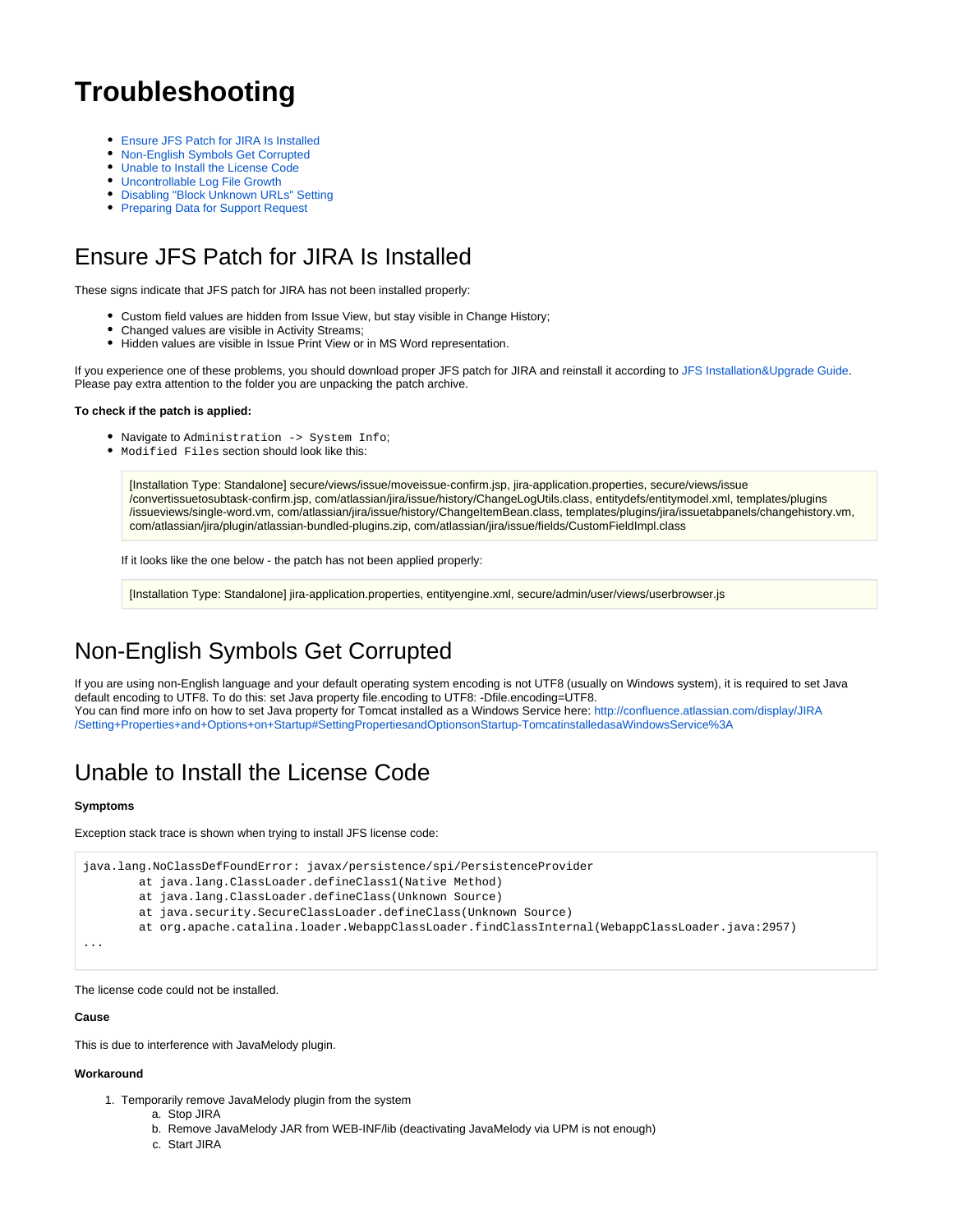# Troubleshooting

- Ensure JFS Patch for JIRA Is Installed
- Non-English Symbols Get Corrupted
- Unable to Install the License Code
- Uncontrollable Log File Growth
- Disabling "Block Unknown URLs" Setting
- Preparing Data for Support Request

## Ensure JFS Patch for JIRA Is Installed

These signs indicate that JFS patch for JIRA has not been installed properly:

- Custom field values are hidden from Issue View, but stay visible in Change History;
- Changed values are visible in Activity Streams;
- Hidden values are visible in Issue Print View or in MS Word representation.

If you experience one of these problems, you should download proper JFS patch for JIRA and reinstall it according to JFS Installation&Upgrade Guide. Please pay extra attention to the folder you are unpacking the patch archive.

**To check if the patch is applied:**

- Navigate to `Administration -> System Info`;
- `Modified Files` section should look like this:

> [Installation Type: Standalone] secure/views/issue/moveissue-confirm.jsp, jira-application.properties, secure/views/issue/convertissuetosubtask-confirm.jsp, com/atlassian/jira/issue/history/ChangeLogUtils.class, entitydefs/entitymodel.xml, templates/plugins/issueviews/single-word.vm, com/atlassian/jira/issue/history/ChangeItemBean.class, templates/plugins/jira/issuetabpanels/changehistory.vm, com/atlassian/jira/plugin/atlassian-bundled-plugins.zip, com/atlassian/jira/issue/fields/CustomFieldImpl.class

If it looks like the one below - the patch has not been applied properly:

> [Installation Type: Standalone] jira-application.properties, entityengine.xml, secure/admin/user/views/userbrowser.js

## Non-English Symbols Get Corrupted

If you are using non-English language and your default operating system encoding is not UTF8 (usually on Windows system), it is required to set Java default encoding to UTF8. To do this: set Java property file.encoding to UTF8: -Dfile.encoding=UTF8.
You can find more info on how to set Java property for Tomcat installed as a Windows Service here: http://confluence.atlassian.com/display/JIRA/Setting+Properties+and+Options+on+Startup#SettingPropertiesandOptionsonStartup-TomcatinstalledasaWindowsService%3A

## Unable to Install the License Code

**Symptoms**

Exception stack trace is shown when trying to install JFS license code:

```
java.lang.NoClassDefFoundError: javax/persistence/spi/PersistenceProvider
        at java.lang.ClassLoader.defineClass1(Native Method)
        at java.lang.ClassLoader.defineClass(Unknown Source)
        at java.security.SecureClassLoader.defineClass(Unknown Source)
        at org.apache.catalina.loader.WebappClassLoader.findClassInternal(WebappClassLoader.java:2957)
...
```

The license code could not be installed.

**Cause**

This is due to interference with JavaMelody plugin.

**Workaround**

1. Temporarily remove JavaMelody plugin from the system
    a. Stop JIRA
    b. Remove JavaMelody JAR from WEB-INF/lib (deactivating JavaMelody via UPM is not enough)
    c. Start JIRA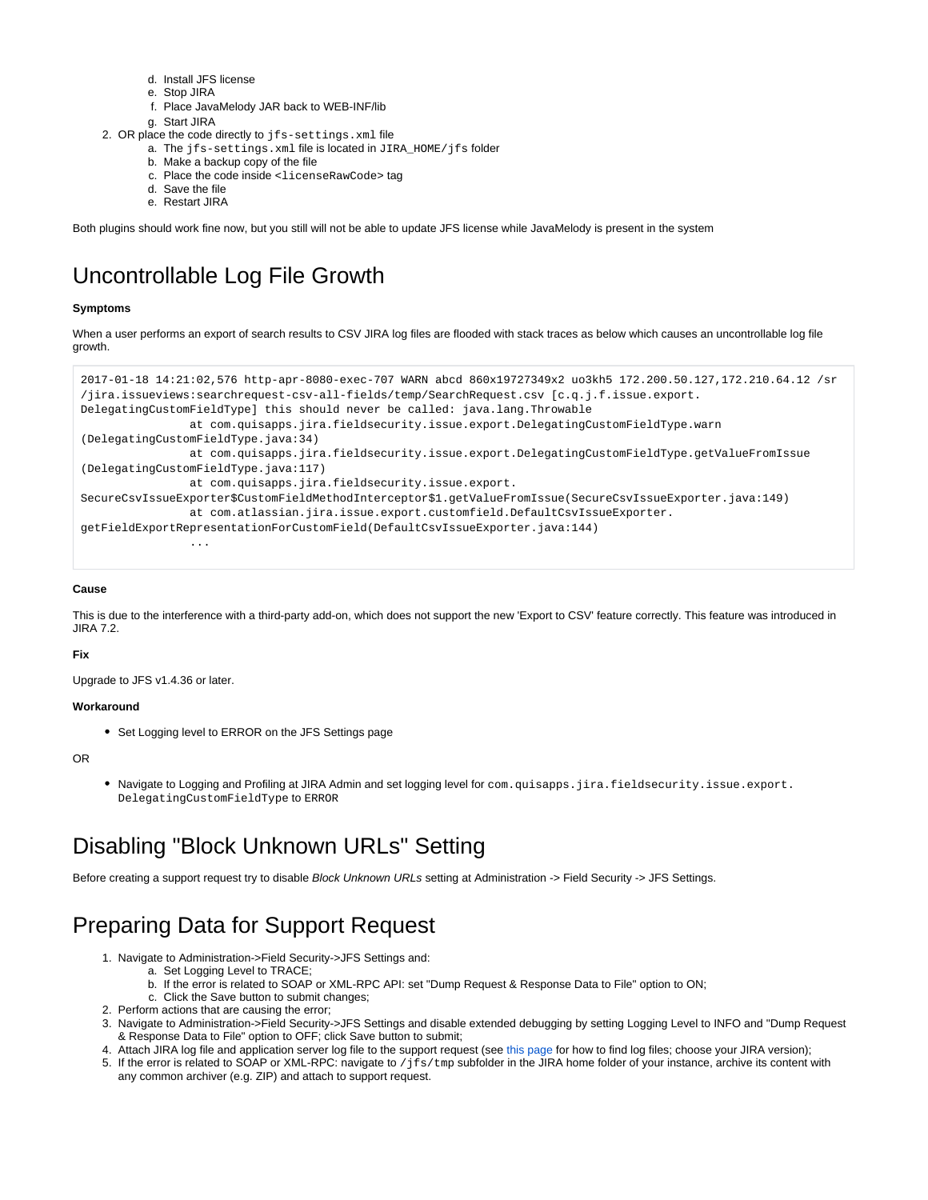d. Install JFS license
   e. Stop JIRA
   f. Place JavaMelody JAR back to WEB-INF/lib
   g. Start JIRA
2. OR place the code directly to `jfs-settings.xml` file
   a. The `jfs-settings.xml` file is located in `JIRA_HOME/jfs` folder
   b. Make a backup copy of the file
   c. Place the code inside `<licenseRawCode>` tag
   d. Save the file
   e. Restart JIRA

Both plugins should work fine now, but you still will not be able to update JFS license while JavaMelody is present in the system

# Uncontrollable Log File Growth

**Symptoms**

When a user performs an export of search results to CSV JIRA log files are flooded with stack traces as below which causes an uncontrollable log file growth.

```
2017-01-18 14:21:02,576 http-apr-8080-exec-707 WARN abcd 860x19727349x2 uo3kh5 172.200.50.127,172.210.64.12 /sr
/jira.issueviews:searchrequest-csv-all-fields/temp/SearchRequest.csv [c.q.j.f.issue.export.
DelegatingCustomFieldType] this should never be called: java.lang.Throwable
                at com.quisapps.jira.fieldsecurity.issue.export.DelegatingCustomFieldType.warn
(DelegatingCustomFieldType.java:34)
                at com.quisapps.jira.fieldsecurity.issue.export.DelegatingCustomFieldType.getValueFromIssue
(DelegatingCustomFieldType.java:117)
                at com.quisapps.jira.fieldsecurity.issue.export.
SecureCsvIssueExporter$CustomFieldMethodInterceptor$1.getValueFromIssue(SecureCsvIssueExporter.java:149)
                at com.atlassian.jira.issue.export.customfield.DefaultCsvIssueExporter.
getFieldExportRepresentationForCustomField(DefaultCsvIssueExporter.java:144)
                ...
```

**Cause**

This is due to the interference with a third-party add-on, which does not support the new 'Export to CSV' feature correctly. This feature was introduced in JIRA 7.2.

**Fix**

Upgrade to JFS v1.4.36 or later.

**Workaround**

- Set Logging level to ERROR on the JFS Settings page

OR

- Navigate to Logging and Profiling at JIRA Admin and set logging level for `com.quisapps.jira.fieldsecurity.issue.export.DelegatingCustomFieldType` to `ERROR`

# Disabling "Block Unknown URLs" Setting

Before creating a support request try to disable *Block Unknown URLs* setting at Administration -> Field Security -> JFS Settings.

# Preparing Data for Support Request

1. Navigate to Administration->Field Security->JFS Settings and:
   a. Set Logging Level to TRACE;
   b. If the error is related to SOAP or XML-RPC API: set "Dump Request & Response Data to File" option to ON;
   c. Click the Save button to submit changes;
2. Perform actions that are causing the error;
3. Navigate to Administration->Field Security->JFS Settings and disable extended debugging by setting Logging Level to INFO and "Dump Request & Response Data to File" option to OFF; click Save button to submit;
4. Attach JIRA log file and application server log file to the support request (see this page for how to find log files; choose your JIRA version);
5. If the error is related to SOAP or XML-RPC: navigate to `/jfs/tmp` subfolder in the JIRA home folder of your instance, archive its content with any common archiver (e.g. ZIP) and attach to support request.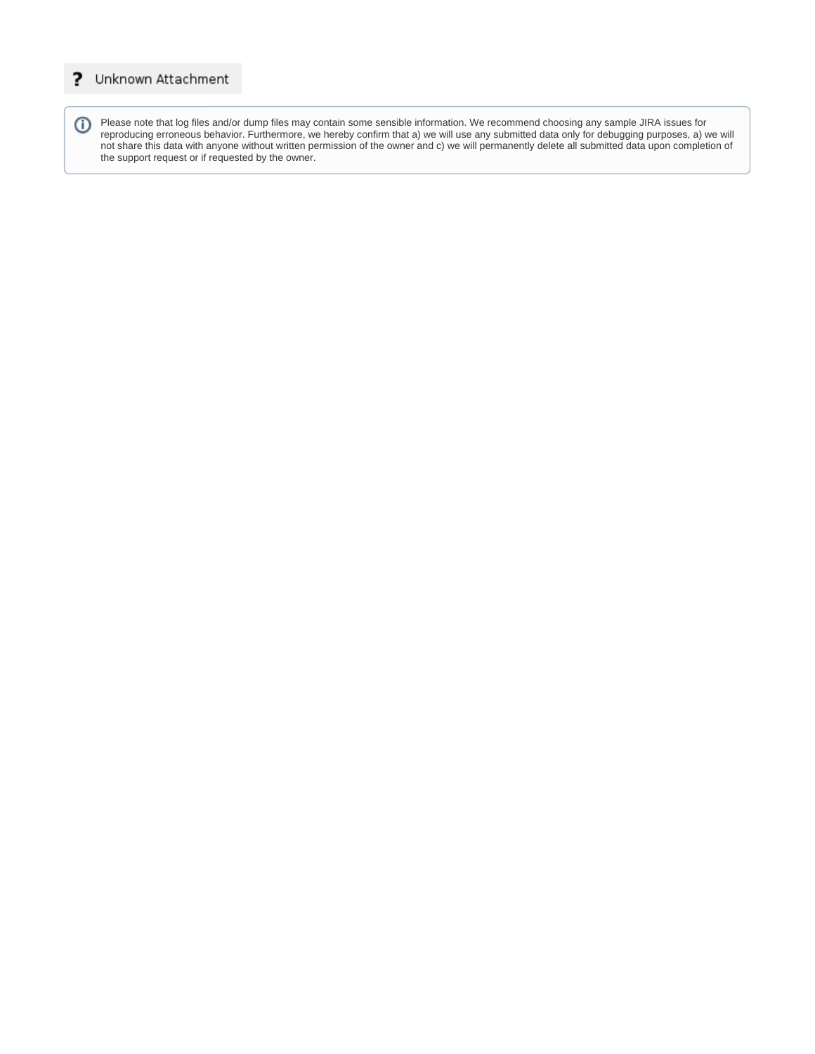? Unknown Attachment

> Please note that log files and/or dump files may contain some sensible information. We recommend choosing any sample JIRA issues for reproducing erroneous behavior. Furthermore, we hereby confirm that a) we will use any submitted data only for debugging purposes, a) we will not share this data with anyone without written permission of the owner and c) we will permanently delete all submitted data upon completion of the support request or if requested by the owner.